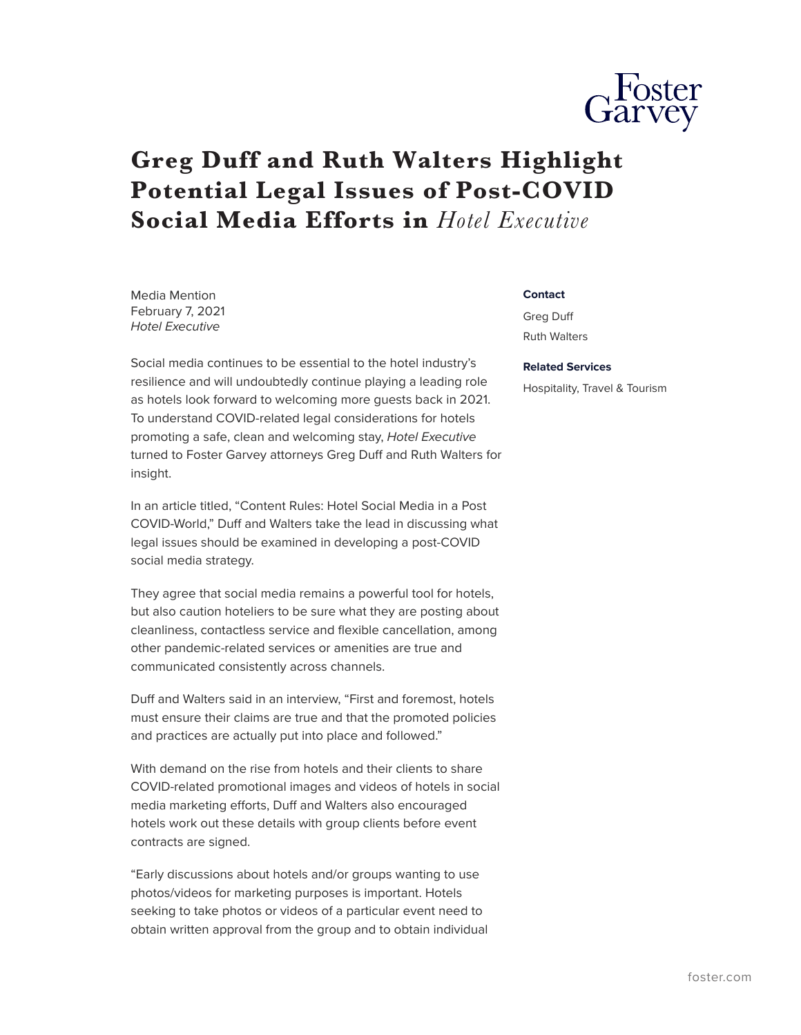# Greg Duff and Ruth Walters Highlight Potential Legal Issues of Post-COVID Social Media Efforts in *Hotel Executive*

Media Mention
February 7, 2021
*Hotel Executive*

**Contact**

Greg Duff
Ruth Walters

**Related Services**

Hospitality, Travel & Tourism

Social media continues to be essential to the hotel industry's resilience and will undoubtedly continue playing a leading role as hotels look forward to welcoming more guests back in 2021. To understand COVID-related legal considerations for hotels promoting a safe, clean and welcoming stay, *Hotel Executive* turned to Foster Garvey attorneys Greg Duff and Ruth Walters for insight.

In an article titled, "Content Rules: Hotel Social Media in a Post COVID-World," Duff and Walters take the lead in discussing what legal issues should be examined in developing a post-COVID social media strategy.

They agree that social media remains a powerful tool for hotels, but also caution hoteliers to be sure what they are posting about cleanliness, contactless service and flexible cancellation, among other pandemic-related services or amenities are true and communicated consistently across channels.

Duff and Walters said in an interview, "First and foremost, hotels must ensure their claims are true and that the promoted policies and practices are actually put into place and followed."

With demand on the rise from hotels and their clients to share COVID-related promotional images and videos of hotels in social media marketing efforts, Duff and Walters also encouraged hotels work out these details with group clients before event contracts are signed.

"Early discussions about hotels and/or groups wanting to use photos/videos for marketing purposes is important. Hotels seeking to take photos or videos of a particular event need to obtain written approval from the group and to obtain individual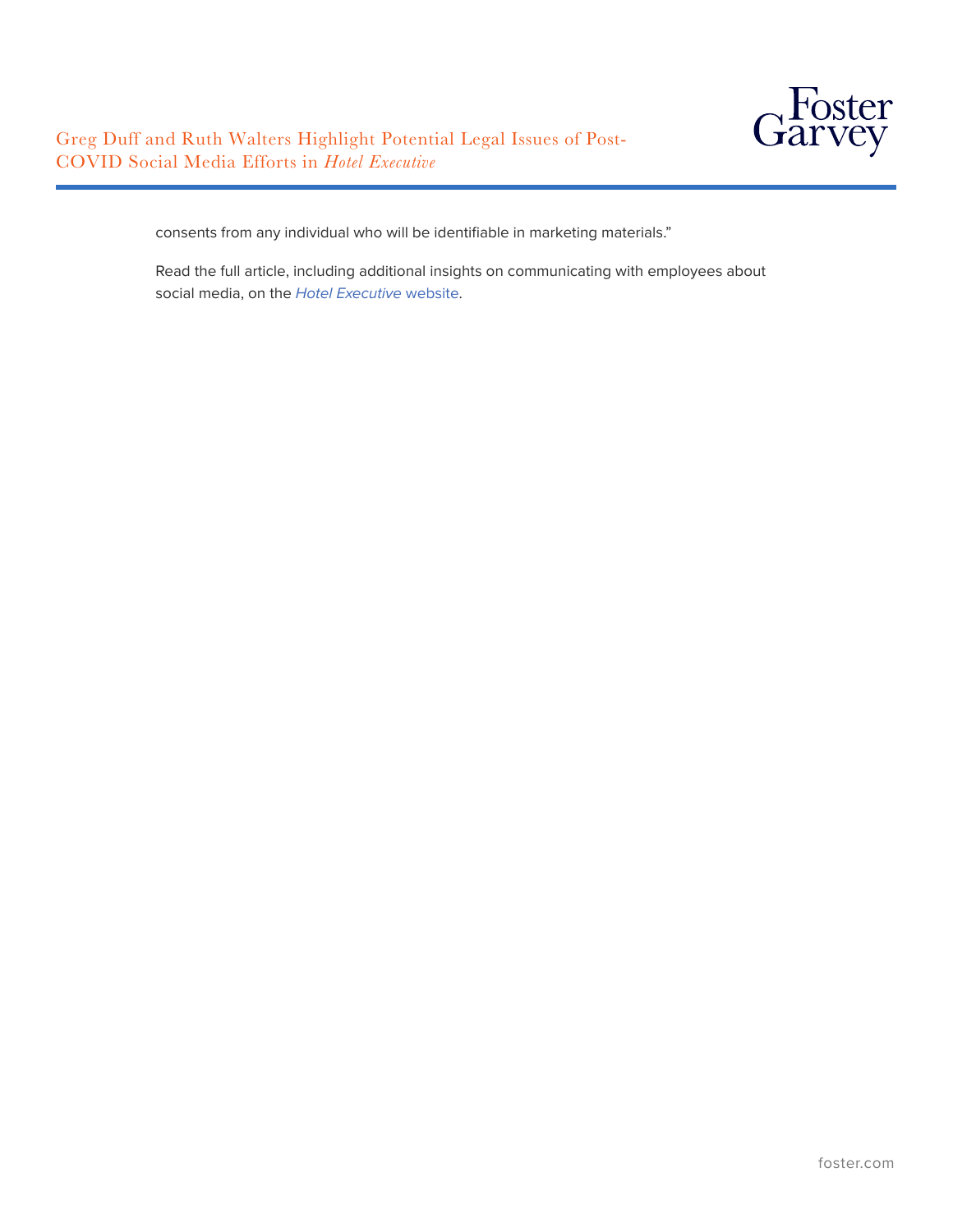consents from any individual who will be identifiable in marketing materials."

Read the full article, including additional insights on communicating with employees about social media, on the *Hotel Executive* website.